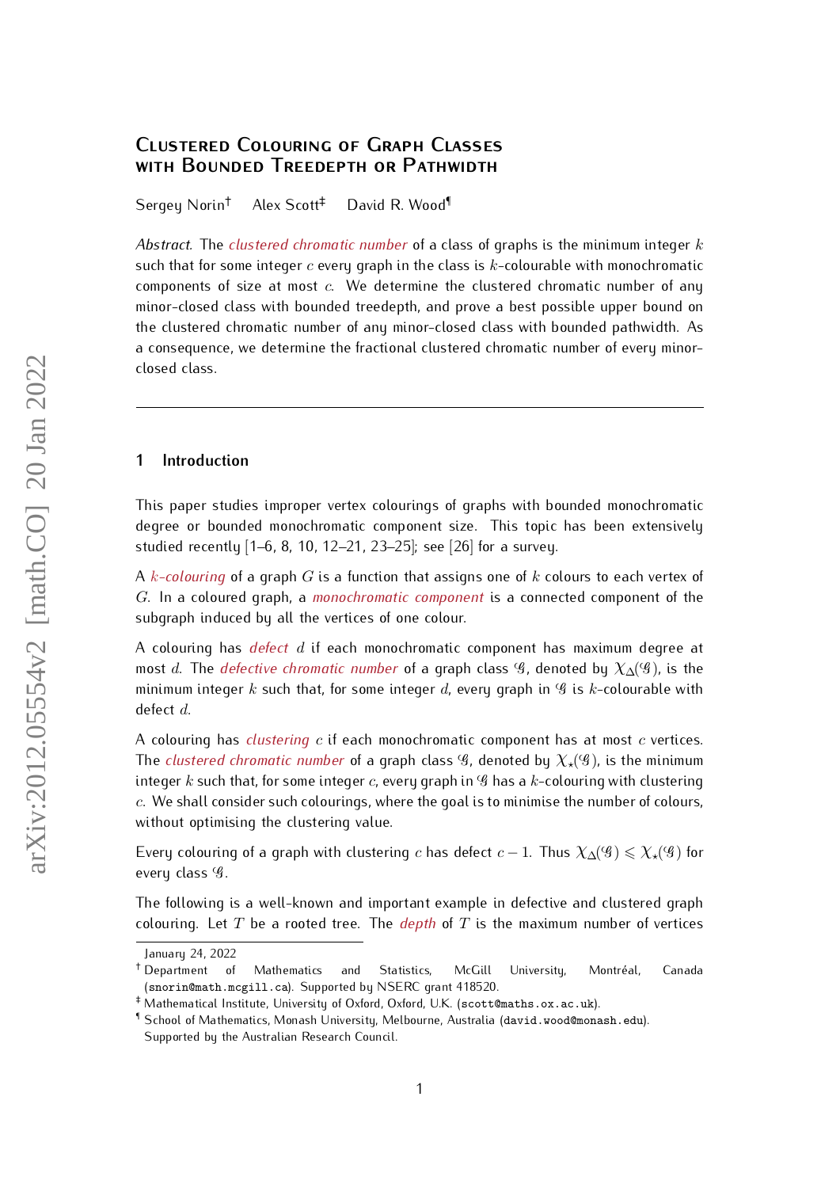# Clustered Colouring of Graph Classes with Bounded Treedepth or Pathwidth

Sergey Norin[†] Alex Scott[‡] David R. Wood[¶]

*Abstract.* The *clustered chromatic number* of a class of graphs is the minimum integer $k$ such that for some integer $c$ every graph in the class is $k$-colourable with monochromatic components of size at most $c$. We determine the clustered chromatic number of any minor-closed class with bounded treedepth, and prove a best possible upper bound on the clustered chromatic number of any minor-closed class with bounded pathwidth. As a consequence, we determine the fractional clustered chromatic number of every minor-closed class.

---

## 1 Introduction

This paper studies improper vertex colourings of graphs with bounded monochromatic degree or bounded monochromatic component size. This topic has been extensively studied recently [1–6, 8, 10, 12–21, 23–25]; see [26] for a survey.

A *$k$-colouring* of a graph $G$ is a function that assigns one of $k$ colours to each vertex of $G$. In a coloured graph, a *monochromatic component* is a connected component of the subgraph induced by all the vertices of one colour.

A colouring has *defect* $d$ if each monochromatic component has maximum degree at most $d$. The *defective chromatic number* of a graph class $\mathcal{G}$, denoted by $\chi_\Delta(\mathcal{G})$, is the minimum integer $k$ such that, for some integer $d$, every graph in $\mathcal{G}$ is $k$-colourable with defect $d$.

A colouring has *clustering* $c$ if each monochromatic component has at most $c$ vertices. The *clustered chromatic number* of a graph class $\mathcal{G}$, denoted by $\chi_\star(\mathcal{G})$, is the minimum integer $k$ such that, for some integer $c$, every graph in $\mathcal{G}$ has a $k$-colouring with clustering $c$. We shall consider such colourings, where the goal is to minimise the number of colours, without optimising the clustering value.

Every colouring of a graph with clustering $c$ has defect $c-1$. Thus $\chi_\Delta(\mathcal{G}) \leqslant \chi_\star(\mathcal{G})$ for every class $\mathcal{G}$.

The following is a well-known and important example in defective and clustered graph colouring. Let $T$ be a rooted tree. The *depth* of $T$ is the maximum number of vertices

---

January 24, 2022

[†] Department of Mathematics and Statistics, McGill University, Montréal, Canada (snorin@math.mcgill.ca). Supported by NSERC grant 418520.

[‡] Mathematical Institute, University of Oxford, Oxford, U.K. (scott@maths.ox.ac.uk).

[¶] School of Mathematics, Monash University, Melbourne, Australia (david.wood@monash.edu). Supported by the Australian Research Council.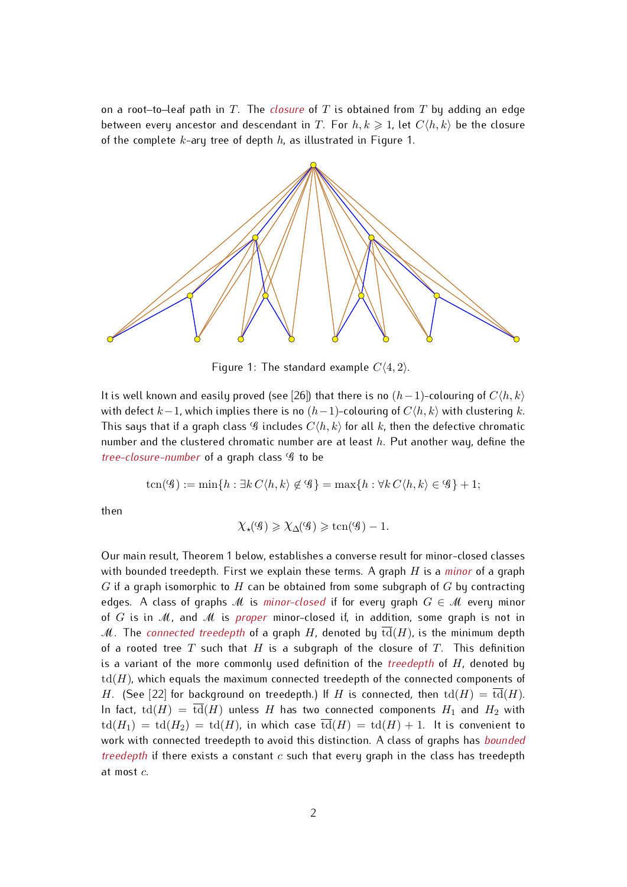on a root–to–leaf path in $T$. The *closure* of $T$ is obtained from $T$ by adding an edge between every ancestor and descendant in $T$. For $h, k \geqslant 1$, let $C\langle h, k\rangle$ be the closure of the complete $k$-ary tree of depth $h$, as illustrated in Figure 1.

Figure 1: The standard example $C\langle 4, 2\rangle$.

It is well known and easily proved (see [26]) that there is no $(h-1)$-colouring of $C\langle h, k\rangle$ with defect $k-1$, which implies there is no $(h-1)$-colouring of $C\langle h, k\rangle$ with clustering $k$. This says that if a graph class $\mathcal{G}$ includes $C\langle h, k\rangle$ for all $k$, then the defective chromatic number and the clustered chromatic number are at least $h$. Put another way, define the *tree-closure-number* of a graph class $\mathcal{G}$ to be

$$\operatorname{tcn}(\mathcal{G}) := \min\{h : \exists k\, C\langle h, k\rangle \notin \mathcal{G}\} = \max\{h : \forall k\, C\langle h, k\rangle \in \mathcal{G}\} + 1;$$

then

$$\chi_\star(\mathcal{G}) \geqslant \chi_\Delta(\mathcal{G}) \geqslant \operatorname{tcn}(\mathcal{G}) - 1.$$

Our main result, Theorem 1 below, establishes a converse result for minor-closed classes with bounded treedepth. First we explain these terms. A graph $H$ is a *minor* of a graph $G$ if a graph isomorphic to $H$ can be obtained from some subgraph of $G$ by contracting edges. A class of graphs $\mathcal{M}$ is *minor-closed* if for every graph $G \in \mathcal{M}$ every minor of $G$ is in $\mathcal{M}$, and $\mathcal{M}$ is *proper* minor-closed if, in addition, some graph is not in $\mathcal{M}$. The *connected treedepth* of a graph $H$, denoted by $\overline{\operatorname{td}}(H)$, is the minimum depth of a rooted tree $T$ such that $H$ is a subgraph of the closure of $T$. This definition is a variant of the more commonly used definition of the *treedepth* of $H$, denoted by $\operatorname{td}(H)$, which equals the maximum connected treedepth of the connected components of $H$. (See [22] for background on treedepth.) If $H$ is connected, then $\operatorname{td}(H) = \overline{\operatorname{td}}(H)$. In fact, $\operatorname{td}(H) = \overline{\operatorname{td}}(H)$ unless $H$ has two connected components $H_1$ and $H_2$ with $\operatorname{td}(H_1) = \operatorname{td}(H_2) = \operatorname{td}(H)$, in which case $\overline{\operatorname{td}}(H) = \operatorname{td}(H) + 1$. It is convenient to work with connected treedepth to avoid this distinction. A class of graphs has *bounded treedepth* if there exists a constant $c$ such that every graph in the class has treedepth at most $c$.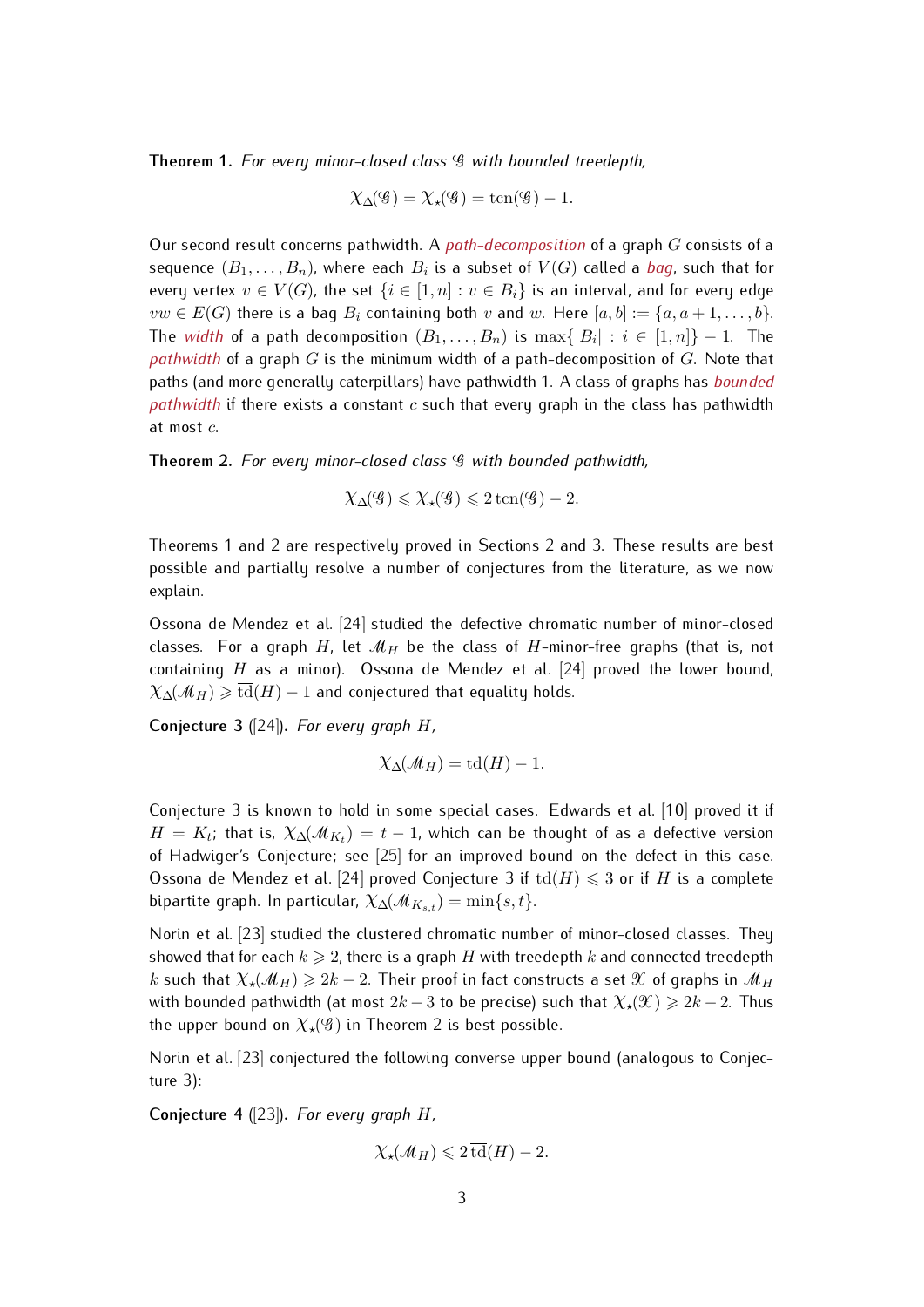**Theorem 1.** *For every minor-closed class $\mathcal{G}$ with bounded treedepth,*

$$\chi_\Delta(\mathcal{G}) = \chi_\star(\mathcal{G}) = \operatorname{tcn}(\mathcal{G}) - 1.$$

Our second result concerns pathwidth. A *path-decomposition* of a graph $G$ consists of a sequence $(B_1, \dots, B_n)$, where each $B_i$ is a subset of $V(G)$ called a *bag*, such that for every vertex $v \in V(G)$, the set $\{i \in [1, n] : v \in B_i\}$ is an interval, and for every edge $vw \in E(G)$ there is a bag $B_i$ containing both $v$ and $w$. Here $[a, b] := \{a, a+1, \dots, b\}$. The *width* of a path decomposition $(B_1, \dots, B_n)$ is $\max\{|B_i| : i \in [1, n]\} - 1$. The *pathwidth* of a graph $G$ is the minimum width of a path-decomposition of $G$. Note that paths (and more generally caterpillars) have pathwidth 1. A class of graphs has *bounded pathwidth* if there exists a constant $c$ such that every graph in the class has pathwidth at most $c$.

**Theorem 2.** *For every minor-closed class $\mathcal{G}$ with bounded pathwidth,*

$$\chi_\Delta(\mathcal{G}) \leqslant \chi_\star(\mathcal{G}) \leqslant 2\operatorname{tcn}(\mathcal{G}) - 2.$$

Theorems 1 and 2 are respectively proved in Sections 2 and 3. These results are best possible and partially resolve a number of conjectures from the literature, as we now explain.

Ossona de Mendez et al. [24] studied the defective chromatic number of minor-closed classes. For a graph $H$, let $\mathcal{M}_H$ be the class of $H$-minor-free graphs (that is, not containing $H$ as a minor). Ossona de Mendez et al. [24] proved the lower bound, $\chi_\Delta(\mathcal{M}_H) \geqslant \overline{\operatorname{td}}(H) - 1$ and conjectured that equality holds.

**Conjecture 3** ([24]). *For every graph $H$,*

$$\chi_\Delta(\mathcal{M}_H) = \overline{\operatorname{td}}(H) - 1.$$

Conjecture 3 is known to hold in some special cases. Edwards et al. [10] proved it if $H = K_t$; that is, $\chi_\Delta(\mathcal{M}_{K_t}) = t - 1$, which can be thought of as a defective version of Hadwiger's Conjecture; see [25] for an improved bound on the defect in this case. Ossona de Mendez et al. [24] proved Conjecture 3 if $\overline{\operatorname{td}}(H) \leqslant 3$ or if $H$ is a complete bipartite graph. In particular, $\chi_\Delta(\mathcal{M}_{K_{s,t}}) = \min\{s, t\}$.

Norin et al. [23] studied the clustered chromatic number of minor-closed classes. They showed that for each $k \geqslant 2$, there is a graph $H$ with treedepth $k$ and connected treedepth $k$ such that $\chi_\star(\mathcal{M}_H) \geqslant 2k - 2$. Their proof in fact constructs a set $\mathcal{X}$ of graphs in $\mathcal{M}_H$ with bounded pathwidth (at most $2k - 3$ to be precise) such that $\chi_\star(\mathcal{X}) \geqslant 2k - 2$. Thus the upper bound on $\chi_\star(\mathcal{G})$ in Theorem 2 is best possible.

Norin et al. [23] conjectured the following converse upper bound (analogous to Conjecture 3):

**Conjecture 4** ([23]). *For every graph $H$,*

$$\chi_\star(\mathcal{M}_H) \leqslant 2\,\overline{\operatorname{td}}(H) - 2.$$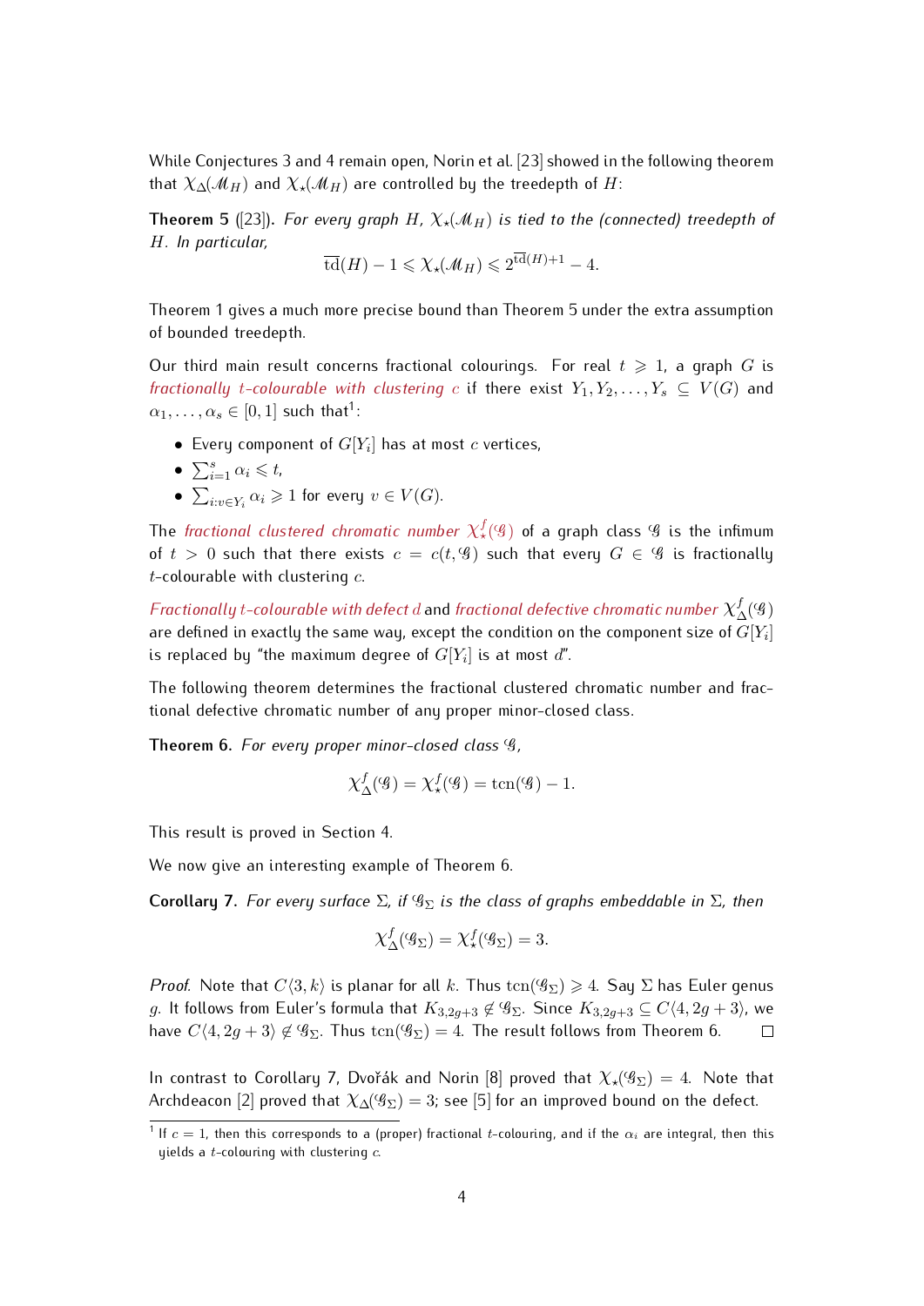While Conjectures 3 and 4 remain open, Norin et al. [23] showed in the following theorem that $\chi_\Delta(\mathcal{M}_H)$ and $\chi_\star(\mathcal{M}_H)$ are controlled by the treedepth of $H$:

**Theorem 5** ([23]). *For every graph $H$, $\chi_\star(\mathcal{M}_H)$ is tied to the (connected) treedepth of $H$. In particular,*

$$\overline{\text{td}}(H) - 1 \leqslant \chi_\star(\mathcal{M}_H) \leqslant 2^{\overline{\text{td}}(H)+1} - 4.$$

Theorem 1 gives a much more precise bound than Theorem 5 under the extra assumption of bounded treedepth.

Our third main result concerns fractional colourings. For real $t \geqslant 1$, a graph $G$ is *fractionally $t$-colourable with clustering $c$* if there exist $Y_1, Y_2, \dots, Y_s \subseteq V(G)$ and $\alpha_1, \dots, \alpha_s \in [0, 1]$ such that[1]:

- Every component of $G[Y_i]$ has at most $c$ vertices,
- $\sum_{i=1}^{s} \alpha_i \leqslant t$,
- $\sum_{i:v \in Y_i} \alpha_i \geqslant 1$ for every $v \in V(G)$.

The *fractional clustered chromatic number* $\chi_\star^f(\mathcal{G})$ of a graph class $\mathcal{G}$ is the infimum of $t > 0$ such that there exists $c = c(t, \mathcal{G})$ such that every $G \in \mathcal{G}$ is fractionally $t$-colourable with clustering $c$.

*Fractionally $t$-colourable with defect $d$* and *fractional defective chromatic number* $\chi_\Delta^f(\mathcal{G})$ are defined in exactly the same way, except the condition on the component size of $G[Y_i]$ is replaced by "the maximum degree of $G[Y_i]$ is at most $d$".

The following theorem determines the fractional clustered chromatic number and fractional defective chromatic number of any proper minor-closed class.

**Theorem 6.** *For every proper minor-closed class $\mathcal{G}$,*

$$\chi_\Delta^f(\mathcal{G}) = \chi_\star^f(\mathcal{G}) = \text{tcn}(\mathcal{G}) - 1.$$

This result is proved in Section 4.

We now give an interesting example of Theorem 6.

**Corollary 7.** *For every surface $\Sigma$, if $\mathcal{G}_\Sigma$ is the class of graphs embeddable in $\Sigma$, then*

$$\chi_\Delta^f(\mathcal{G}_\Sigma) = \chi_\star^f(\mathcal{G}_\Sigma) = 3.$$

*Proof.* Note that $C\langle 3, k\rangle$ is planar for all $k$. Thus $\text{tcn}(\mathcal{G}_\Sigma) \geqslant 4$. Say $\Sigma$ has Euler genus $g$. It follows from Euler's formula that $K_{3,2g+3} \notin \mathcal{G}_\Sigma$. Since $K_{3,2g+3} \subseteq C\langle 4, 2g+3\rangle$, we have $C\langle 4, 2g+3\rangle \notin \mathcal{G}_\Sigma$. Thus $\text{tcn}(\mathcal{G}_\Sigma) = 4$. The result follows from Theorem 6. $\square$

In contrast to Corollary 7, Dvořák and Norin [8] proved that $\chi_\star(\mathcal{G}_\Sigma) = 4$. Note that Archdeacon [2] proved that $\chi_\Delta(\mathcal{G}_\Sigma) = 3$; see [5] for an improved bound on the defect.

[1] If $c = 1$, then this corresponds to a (proper) fractional $t$-colouring, and if the $\alpha_i$ are integral, then this yields a $t$-colouring with clustering $c$.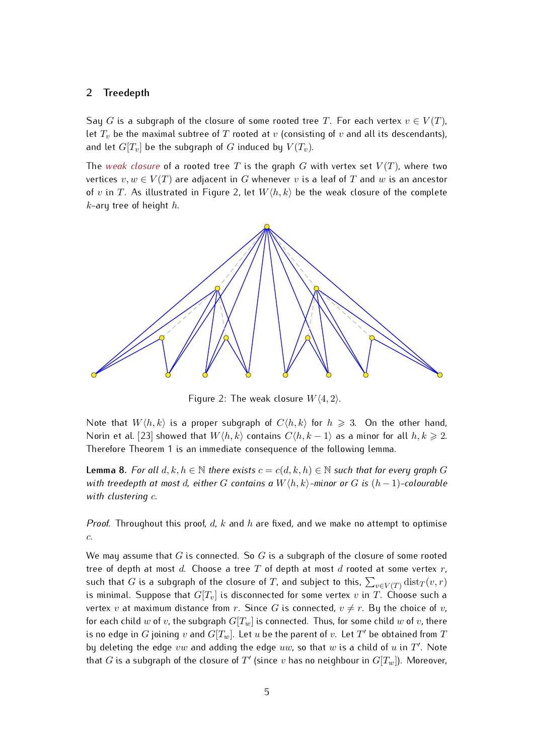## 2 Treedepth

Say $G$ is a subgraph of the closure of some rooted tree $T$. For each vertex $v \in V(T)$, let $T_v$ be the maximal subtree of $T$ rooted at $v$ (consisting of $v$ and all its descendants), and let $G[T_v]$ be the subgraph of $G$ induced by $V(T_v)$.

The *weak closure* of a rooted tree $T$ is the graph $G$ with vertex set $V(T)$, where two vertices $v, w \in V(T)$ are adjacent in $G$ whenever $v$ is a leaf of $T$ and $w$ is an ancestor of $v$ in $T$. As illustrated in Figure 2, let $W\langle h, k\rangle$ be the weak closure of the complete $k$-ary tree of height $h$.

Figure 2: The weak closure $W\langle 4, 2\rangle$.

Note that $W\langle h, k\rangle$ is a proper subgraph of $C\langle h, k\rangle$ for $h \geqslant 3$. On the other hand, Norin et al. [23] showed that $W\langle h, k\rangle$ contains $C\langle h, k-1\rangle$ as a minor for all $h, k \geqslant 2$. Therefore Theorem 1 is an immediate consequence of the following lemma.

**Lemma 8.** *For all $d, k, h \in \mathbb{N}$ there exists $c = c(d, k, h) \in \mathbb{N}$ such that for every graph $G$ with treedepth at most $d$, either $G$ contains a $W\langle h, k\rangle$-minor or $G$ is $(h-1)$-colourable with clustering $c$.*

*Proof.* Throughout this proof, $d$, $k$ and $h$ are fixed, and we make no attempt to optimise $c$.

We may assume that $G$ is connected. So $G$ is a subgraph of the closure of some rooted tree of depth at most $d$. Choose a tree $T$ of depth at most $d$ rooted at some vertex $r$, such that $G$ is a subgraph of the closure of $T$, and subject to this, $\sum_{v \in V(T)} \text{dist}_T(v, r)$ is minimal. Suppose that $G[T_v]$ is disconnected for some vertex $v$ in $T$. Choose such a vertex $v$ at maximum distance from $r$. Since $G$ is connected, $v \neq r$. By the choice of $v$, for each child $w$ of $v$, the subgraph $G[T_w]$ is connected. Thus, for some child $w$ of $v$, there is no edge in $G$ joining $v$ and $G[T_w]$. Let $u$ be the parent of $v$. Let $T'$ be obtained from $T$ by deleting the edge $vw$ and adding the edge $uw$, so that $w$ is a child of $u$ in $T'$. Note that $G$ is a subgraph of the closure of $T'$ (since $v$ has no neighbour in $G[T_w]$). Moreover,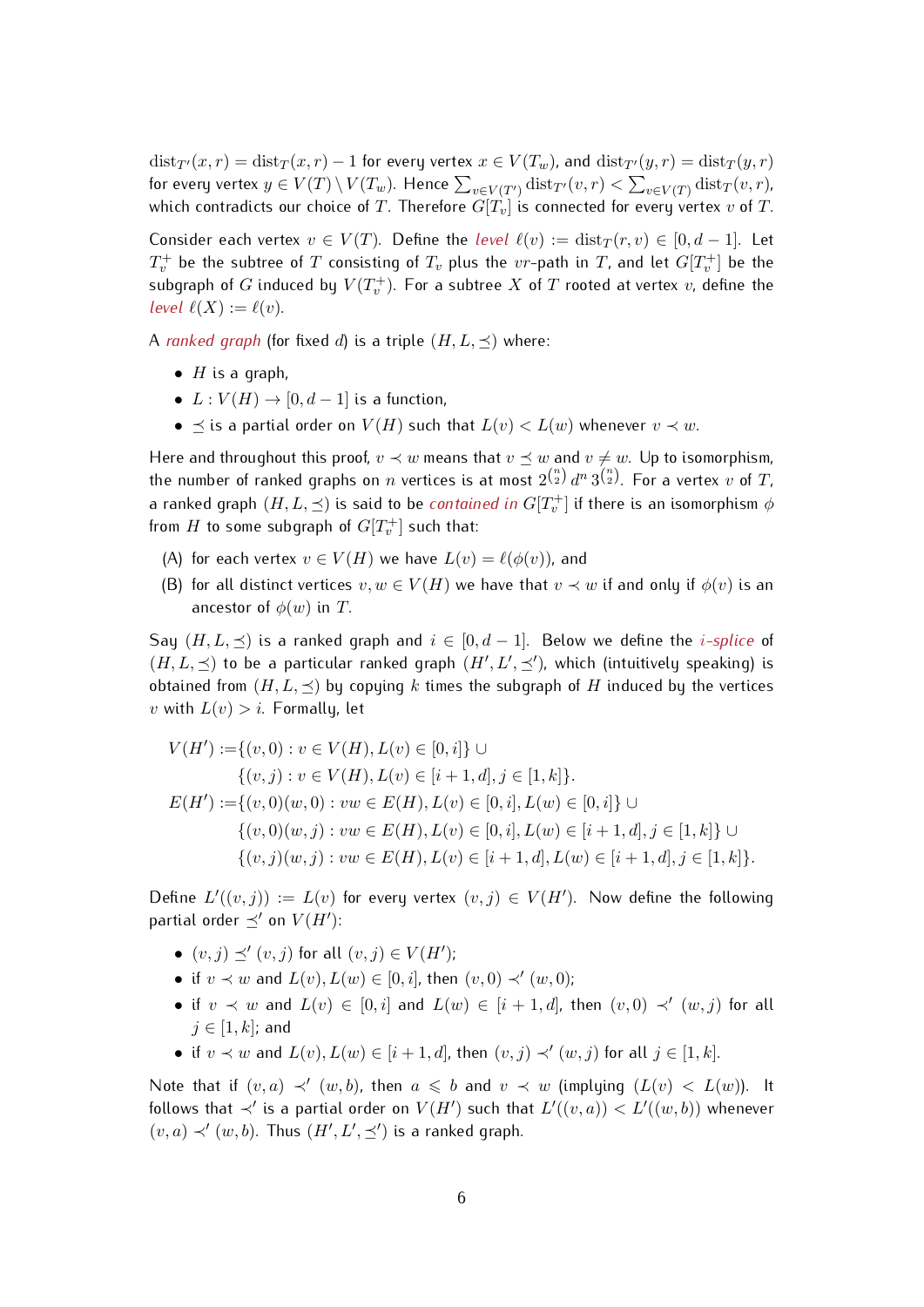$\text{dist}_{T'}(x,r) = \text{dist}_T(x,r) - 1$ for every vertex $x \in V(T_w)$, and $\text{dist}_{T'}(y,r) = \text{dist}_T(y,r)$ for every vertex $y \in V(T) \setminus V(T_w)$. Hence $\sum_{v \in V(T')} \text{dist}_{T'}(v,r) < \sum_{v \in V(T)} \text{dist}_T(v,r)$, which contradicts our choice of $T$. Therefore $G[T_v]$ is connected for every vertex $v$ of $T$.

Consider each vertex $v \in V(T)$. Define the *level* $\ell(v) := \text{dist}_T(r,v) \in [0, d-1]$. Let $T_v^+$ be the subtree of $T$ consisting of $T_v$ plus the $vr$-path in $T$, and let $G[T_v^+]$ be the subgraph of $G$ induced by $V(T_v^+)$. For a subtree $X$ of $T$ rooted at vertex $v$, define the *level* $\ell(X) := \ell(v)$.

A *ranked graph* (for fixed $d$) is a triple $(H, L, \preceq)$ where:

- $H$ is a graph,
- $L : V(H) \to [0, d-1]$ is a function,
- $\preceq$ is a partial order on $V(H)$ such that $L(v) < L(w)$ whenever $v \prec w$.

Here and throughout this proof, $v \prec w$ means that $v \preceq w$ and $v \neq w$. Up to isomorphism, the number of ranked graphs on $n$ vertices is at most $2^{\binom{n}{2}} d^n 3^{\binom{n}{2}}$. For a vertex $v$ of $T$, a ranked graph $(H, L, \preceq)$ is said to be *contained in* $G[T_v^+]$ if there is an isomorphism $\phi$ from $H$ to some subgraph of $G[T_v^+]$ such that:

(A) for each vertex $v \in V(H)$ we have $L(v) = \ell(\phi(v))$, and

(B) for all distinct vertices $v, w \in V(H)$ we have that $v \prec w$ if and only if $\phi(v)$ is an ancestor of $\phi(w)$ in $T$.

Say $(H, L, \preceq)$ is a ranked graph and $i \in [0, d-1]$. Below we define the *$i$-splice* of $(H, L, \preceq)$ to be a particular ranked graph $(H', L', \preceq')$, which (intuitively speaking) is obtained from $(H, L, \preceq)$ by copying $k$ times the subgraph of $H$ induced by the vertices $v$ with $L(v) > i$. Formally, let

$$
\begin{aligned}
V(H') :=& \{(v,0) : v \in V(H), L(v) \in [0,i]\} \cup \\
& \{(v,j) : v \in V(H), L(v) \in [i+1,d], j \in [1,k]\}. \\
E(H') :=& \{(v,0)(w,0) : vw \in E(H), L(v) \in [0,i], L(w) \in [0,i]\} \cup \\
& \{(v,0)(w,j) : vw \in E(H), L(v) \in [0,i], L(w) \in [i+1,d], j \in [1,k]\} \cup \\
& \{(v,j)(w,j) : vw \in E(H), L(v) \in [i+1,d], L(w) \in [i+1,d], j \in [1,k]\}.
\end{aligned}
$$

Define $L'((v,j)) := L(v)$ for every vertex $(v,j) \in V(H')$. Now define the following partial order $\preceq'$ on $V(H')$:

- $(v,j) \preceq' (v,j)$ for all $(v,j) \in V(H')$;
- if $v \prec w$ and $L(v), L(w) \in [0,i]$, then $(v,0) \prec' (w,0)$;
- if $v \prec w$ and $L(v) \in [0,i]$ and $L(w) \in [i+1,d]$, then $(v,0) \prec' (w,j)$ for all $j \in [1,k]$; and
- if $v \prec w$ and $L(v), L(w) \in [i+1,d]$, then $(v,j) \prec' (w,j)$ for all $j \in [1,k]$.

Note that if $(v,a) \prec' (w,b)$, then $a \leqslant b$ and $v \prec w$ (implying $(L(v) < L(w))$. It follows that $\prec'$ is a partial order on $V(H')$ such that $L'((v,a)) < L'((w,b))$ whenever $(v,a) \prec' (w,b)$. Thus $(H', L', \preceq')$ is a ranked graph.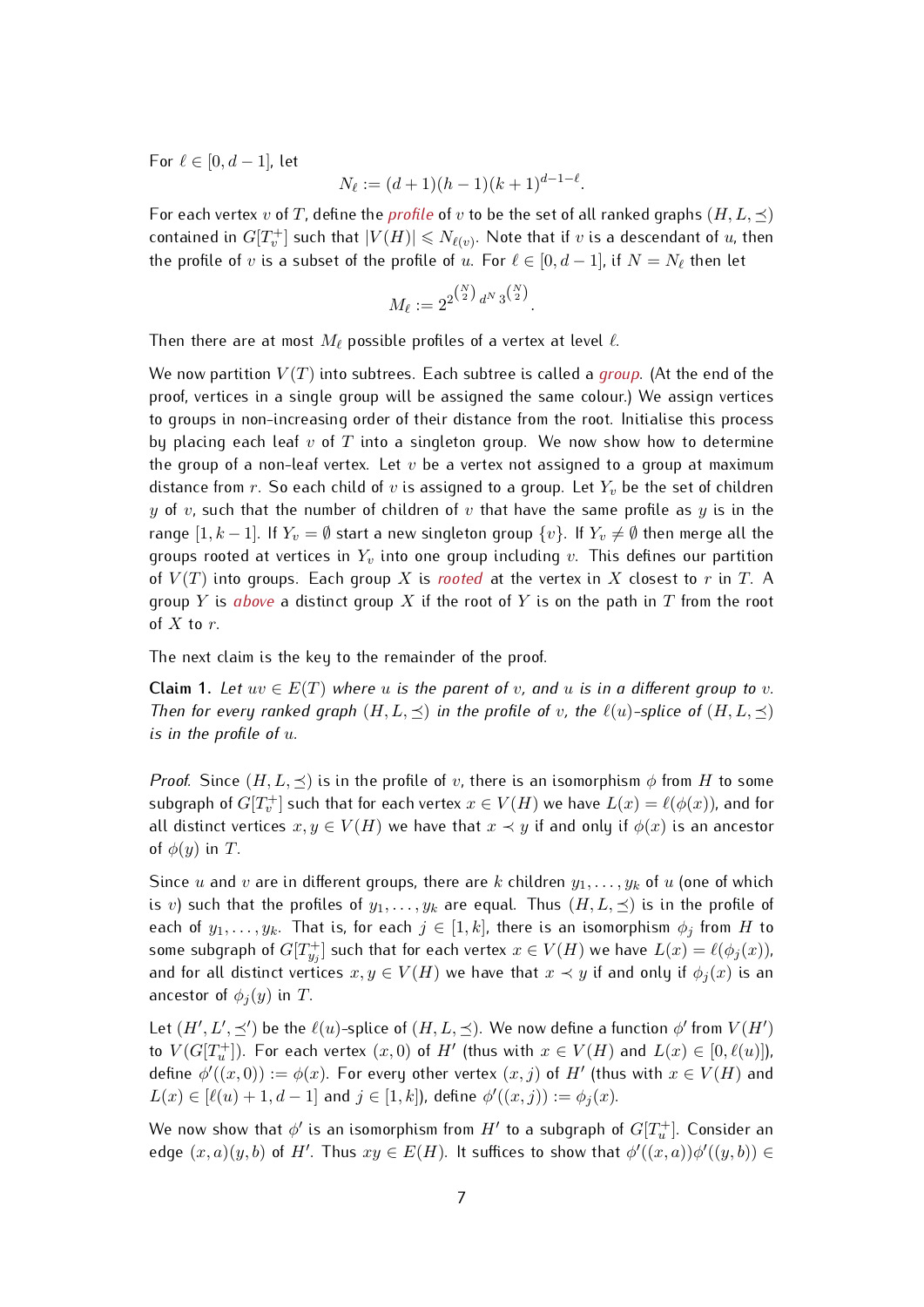For $\ell \in [0, d-1]$, let

$$N_\ell := (d+1)(h-1)(k+1)^{d-1-\ell}.$$

For each vertex $v$ of $T$, define the *profile* of $v$ to be the set of all ranked graphs $(H, L, \preceq)$ contained in $G[T_v^+]$ such that $|V(H)| \leqslant N_{\ell(v)}$. Note that if $v$ is a descendant of $u$, then the profile of $v$ is a subset of the profile of $u$. For $\ell \in [0, d-1]$, if $N = N_\ell$ then let

$$M_\ell := 2^{2^{\binom{N}{2}} d^N 3^{\binom{N}{2}}}.$$

Then there are at most $M_\ell$ possible profiles of a vertex at level $\ell$.

We now partition $V(T)$ into subtrees. Each subtree is called a *group*. (At the end of the proof, vertices in a single group will be assigned the same colour.) We assign vertices to groups in non-increasing order of their distance from the root. Initialise this process by placing each leaf $v$ of $T$ into a singleton group. We now show how to determine the group of a non-leaf vertex. Let $v$ be a vertex not assigned to a group at maximum distance from $r$. So each child of $v$ is assigned to a group. Let $Y_v$ be the set of children $y$ of $v$, such that the number of children of $v$ that have the same profile as $y$ is in the range $[1, k-1]$. If $Y_v = \emptyset$ start a new singleton group $\{v\}$. If $Y_v \neq \emptyset$ then merge all the groups rooted at vertices in $Y_v$ into one group including $v$. This defines our partition of $V(T)$ into groups. Each group $X$ is *rooted* at the vertex in $X$ closest to $r$ in $T$. A group $Y$ is *above* a distinct group $X$ if the root of $Y$ is on the path in $T$ from the root of $X$ to $r$.

The next claim is the key to the remainder of the proof.

**Claim 1.** *Let $uv \in E(T)$ where $u$ is the parent of $v$, and $u$ is in a different group to $v$. Then for every ranked graph $(H, L, \preceq)$ in the profile of $v$, the $\ell(u)$-splice of $(H, L, \preceq)$ is in the profile of $u$.*

*Proof.* Since $(H, L, \preceq)$ is in the profile of $v$, there is an isomorphism $\phi$ from $H$ to some subgraph of $G[T_v^+]$ such that for each vertex $x \in V(H)$ we have $L(x) = \ell(\phi(x))$, and for all distinct vertices $x, y \in V(H)$ we have that $x \prec y$ if and only if $\phi(x)$ is an ancestor of $\phi(y)$ in $T$.

Since $u$ and $v$ are in different groups, there are $k$ children $y_1, \dots, y_k$ of $u$ (one of which is $v$) such that the profiles of $y_1, \dots, y_k$ are equal. Thus $(H, L, \preceq)$ is in the profile of each of $y_1, \dots, y_k$. That is, for each $j \in [1, k]$, there is an isomorphism $\phi_j$ from $H$ to some subgraph of $G[T_{y_j}^+]$ such that for each vertex $x \in V(H)$ we have $L(x) = \ell(\phi_j(x))$, and for all distinct vertices $x, y \in V(H)$ we have that $x \prec y$ if and only if $\phi_j(x)$ is an ancestor of $\phi_j(y)$ in $T$.

Let $(H', L', \preceq')$ be the $\ell(u)$-splice of $(H, L, \preceq)$. We now define a function $\phi'$ from $V(H')$ to $V(G[T_u^+])$. For each vertex $(x, 0)$ of $H'$ (thus with $x \in V(H)$ and $L(x) \in [0, \ell(u)]$), define $\phi'((x, 0)) := \phi(x)$. For every other vertex $(x, j)$ of $H'$ (thus with $x \in V(H)$ and $L(x) \in [\ell(u)+1, d-1]$ and $j \in [1, k]$), define $\phi'((x, j)) := \phi_j(x)$.

We now show that $\phi'$ is an isomorphism from $H'$ to a subgraph of $G[T_u^+]$. Consider an edge $(x, a)(y, b)$ of $H'$. Thus $xy \in E(H)$. It suffices to show that $\phi'((x, a))\phi'((y, b)) \in$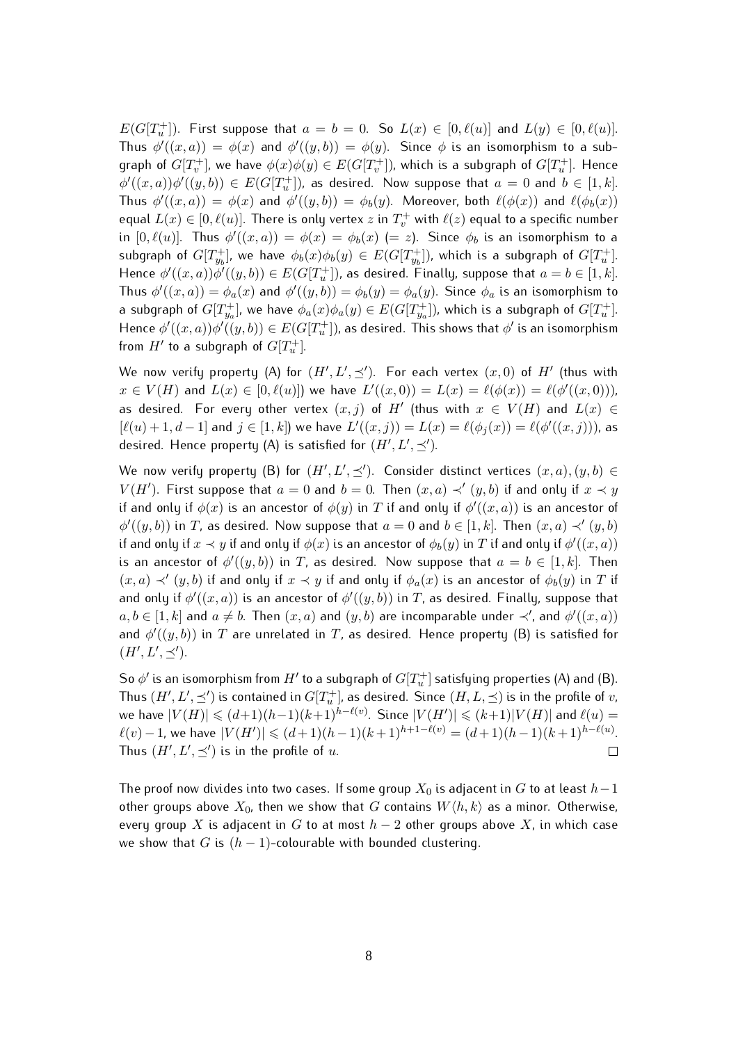$E(G[T_u^+])$. First suppose that $a = b = 0$. So $L(x) \in [0, \ell(u)]$ and $L(y) \in [0, \ell(u)]$. Thus $\phi'((x,a)) = \phi(x)$ and $\phi'((y,b)) = \phi(y)$. Since $\phi$ is an isomorphism to a subgraph of $G[T_v^+]$, we have $\phi(x)\phi(y) \in E(G[T_v^+])$, which is a subgraph of $G[T_u^+]$. Hence $\phi'((x,a))\phi'((y,b)) \in E(G[T_u^+])$, as desired. Now suppose that $a = 0$ and $b \in [1,k]$. Thus $\phi'((x,a)) = \phi(x)$ and $\phi'((y,b)) = \phi_b(y)$. Moreover, both $\ell(\phi(x))$ and $\ell(\phi_b(x))$ equal $L(x) \in [0, \ell(u)]$. There is only vertex $z$ in $T_v^+$ with $\ell(z)$ equal to a specific number in $[0, \ell(u)]$. Thus $\phi'((x,a)) = \phi(x) = \phi_b(x)$ $(= z)$. Since $\phi_b$ is an isomorphism to a subgraph of $G[T_{y_b}^+]$, we have $\phi_b(x)\phi_b(y) \in E(G[T_{y_b}^+])$, which is a subgraph of $G[T_u^+]$. Hence $\phi'((x,a))\phi'((y,b)) \in E(G[T_u^+])$, as desired. Finally, suppose that $a = b \in [1,k]$. Thus $\phi'((x,a)) = \phi_a(x)$ and $\phi'((y,b)) = \phi_b(y) = \phi_a(y)$. Since $\phi_a$ is an isomorphism to a subgraph of $G[T_{y_a}^+]$, we have $\phi_a(x)\phi_a(y) \in E(G[T_{y_a}^+])$, which is a subgraph of $G[T_u^+]$. Hence $\phi'((x,a))\phi'((y,b)) \in E(G[T_u^+])$, as desired. This shows that $\phi'$ is an isomorphism from $H'$ to a subgraph of $G[T_u^+]$.

We now verify property (A) for $(H', L', \preceq')$. For each vertex $(x,0)$ of $H'$ (thus with $x \in V(H)$ and $L(x) \in [0, \ell(u)]$) we have $L'((x,0)) = L(x) = \ell(\phi(x)) = \ell(\phi'((x,0)))$, as desired. For every other vertex $(x,j)$ of $H'$ (thus with $x \in V(H)$ and $L(x) \in [\ell(u)+1, d-1]$ and $j \in [1,k]$) we have $L'((x,j)) = L(x) = \ell(\phi_j(x)) = \ell(\phi'((x,j)))$, as desired. Hence property (A) is satisfied for $(H', L', \preceq')$.

We now verify property (B) for $(H', L', \preceq')$. Consider distinct vertices $(x,a),(y,b) \in V(H')$. First suppose that $a = 0$ and $b = 0$. Then $(x,a) \prec' (y,b)$ if and only if $x \prec y$ if and only if $\phi(x)$ is an ancestor of $\phi(y)$ in $T$ if and only if $\phi'((x,a))$ is an ancestor of $\phi'((y,b))$ in $T$, as desired. Now suppose that $a = 0$ and $b \in [1,k]$. Then $(x,a) \prec' (y,b)$ if and only if $x \prec y$ if and only if $\phi(x)$ is an ancestor of $\phi_b(y)$ in $T$ if and only if $\phi'((x,a))$ is an ancestor of $\phi'((y,b))$ in $T$, as desired. Now suppose that $a = b \in [1,k]$. Then $(x,a) \prec' (y,b)$ if and only if $x \prec y$ if and only if $\phi_a(x)$ is an ancestor of $\phi_b(y)$ in $T$ if and only if $\phi'((x,a))$ is an ancestor of $\phi'((y,b))$ in $T$, as desired. Finally, suppose that $a,b \in [1,k]$ and $a \neq b$. Then $(x,a)$ and $(y,b)$ are incomparable under $\prec'$, and $\phi'((x,a))$ and $\phi'((y,b))$ in $T$ are unrelated in $T$, as desired. Hence property (B) is satisfied for $(H', L', \preceq')$.

So $\phi'$ is an isomorphism from $H'$ to a subgraph of $G[T_u^+]$ satisfying properties (A) and (B). Thus $(H', L', \preceq')$ is contained in $G[T_u^+]$, as desired. Since $(H, L, \preceq)$ is in the profile of $v$, we have $|V(H)| \leqslant (d+1)(h-1)(k+1)^{h-\ell(v)}$. Since $|V(H')| \leqslant (k+1)|V(H)|$ and $\ell(u) = \ell(v)-1$, we have $|V(H')| \leqslant (d+1)(h-1)(k+1)^{h+1-\ell(v)} = (d+1)(h-1)(k+1)^{h-\ell(u)}$. Thus $(H', L', \preceq')$ is in the profile of $u$. $\square$

The proof now divides into two cases. If some group $X_0$ is adjacent in $G$ to at least $h-1$ other groups above $X_0$, then we show that $G$ contains $W\langle h,k\rangle$ as a minor. Otherwise, every group $X$ is adjacent in $G$ to at most $h-2$ other groups above $X$, in which case we show that $G$ is $(h-1)$-colourable with bounded clustering.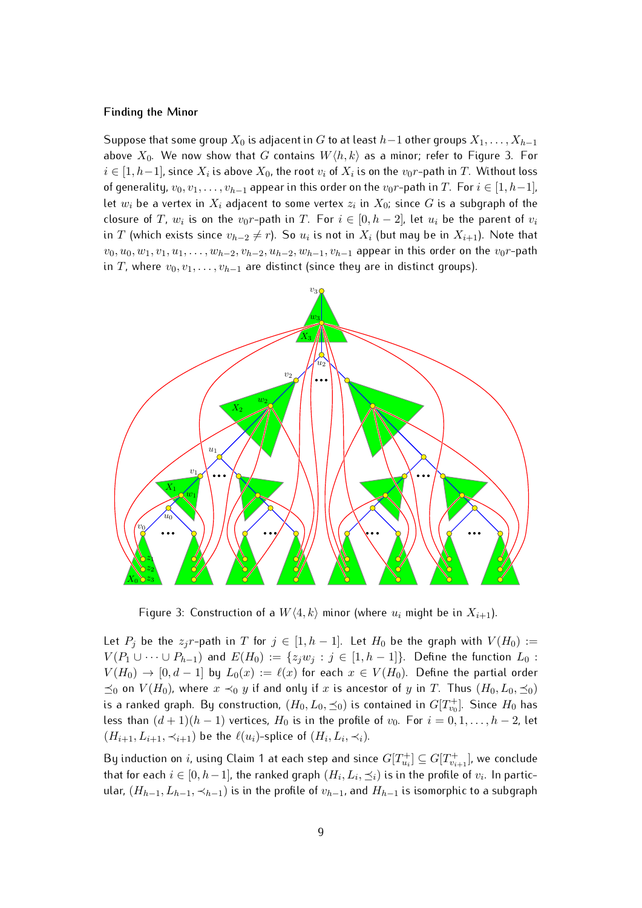**Finding the Minor**

Suppose that some group $X_0$ is adjacent in $G$ to at least $h-1$ other groups $X_1, \dots, X_{h-1}$ above $X_0$. We now show that $G$ contains $W\langle h,k\rangle$ as a minor; refer to Figure 3. For $i \in [1, h-1]$, since $X_i$ is above $X_0$, the root $v_i$ of $X_i$ is on the $v_0r$-path in $T$. Without loss of generality, $v_0, v_1, \dots, v_{h-1}$ appear in this order on the $v_0r$-path in $T$. For $i \in [1, h-1]$, let $w_i$ be a vertex in $X_i$ adjacent to some vertex $z_i$ in $X_0$; since $G$ is a subgraph of the closure of $T$, $w_i$ is on the $v_0r$-path in $T$. For $i \in [0, h-2]$, let $u_i$ be the parent of $v_i$ in $T$ (which exists since $v_{h-2} \neq r$). So $u_i$ is not in $X_i$ (but may be in $X_{i+1}$). Note that $v_0, u_0, w_1, v_1, u_1, \dots, w_{h-2}, v_{h-2}, u_{h-2}, w_{h-1}, v_{h-1}$ appear in this order on the $v_0r$-path in $T$, where $v_0, v_1, \dots, v_{h-1}$ are distinct (since they are in distinct groups).

Figure 3: Construction of a $W\langle 4,k\rangle$ minor (where $u_i$ might be in $X_{i+1}$).

Let $P_j$ be the $z_jr$-path in $T$ for $j \in [1, h-1]$. Let $H_0$ be the graph with $V(H_0) := V(P_1 \cup \dots \cup P_{h-1})$ and $E(H_0) := \{z_jw_j : j \in [1, h-1]\}$. Define the function $L_0 : V(H_0) \to [0, d-1]$ by $L_0(x) := \ell(x)$ for each $x \in V(H_0)$. Define the partial order $\preceq_0$ on $V(H_0)$, where $x \prec_0 y$ if and only if $x$ is ancestor of $y$ in $T$. Thus $(H_0, L_0, \preceq_0)$ is a ranked graph. By construction, $(H_0, L_0, \preceq_0)$ is contained in $G[T^+_{v_0}]$. Since $H_0$ has less than $(d+1)(h-1)$ vertices, $H_0$ is in the profile of $v_0$. For $i = 0, 1, \dots, h-2$, let $(H_{i+1}, L_{i+1}, \prec_{i+1})$ be the $\ell(u_i)$-splice of $(H_i, L_i, \prec_i)$.

By induction on $i$, using Claim 1 at each step and since $G[T^+_{u_i}] \subseteq G[T^+_{v_{i+1}}]$, we conclude that for each $i \in [0, h-1]$, the ranked graph $(H_i, L_i, \preceq_i)$ is in the profile of $v_i$. In particular, $(H_{h-1}, L_{h-1}, \prec_{h-1})$ is in the profile of $v_{h-1}$, and $H_{h-1}$ is isomorphic to a subgraph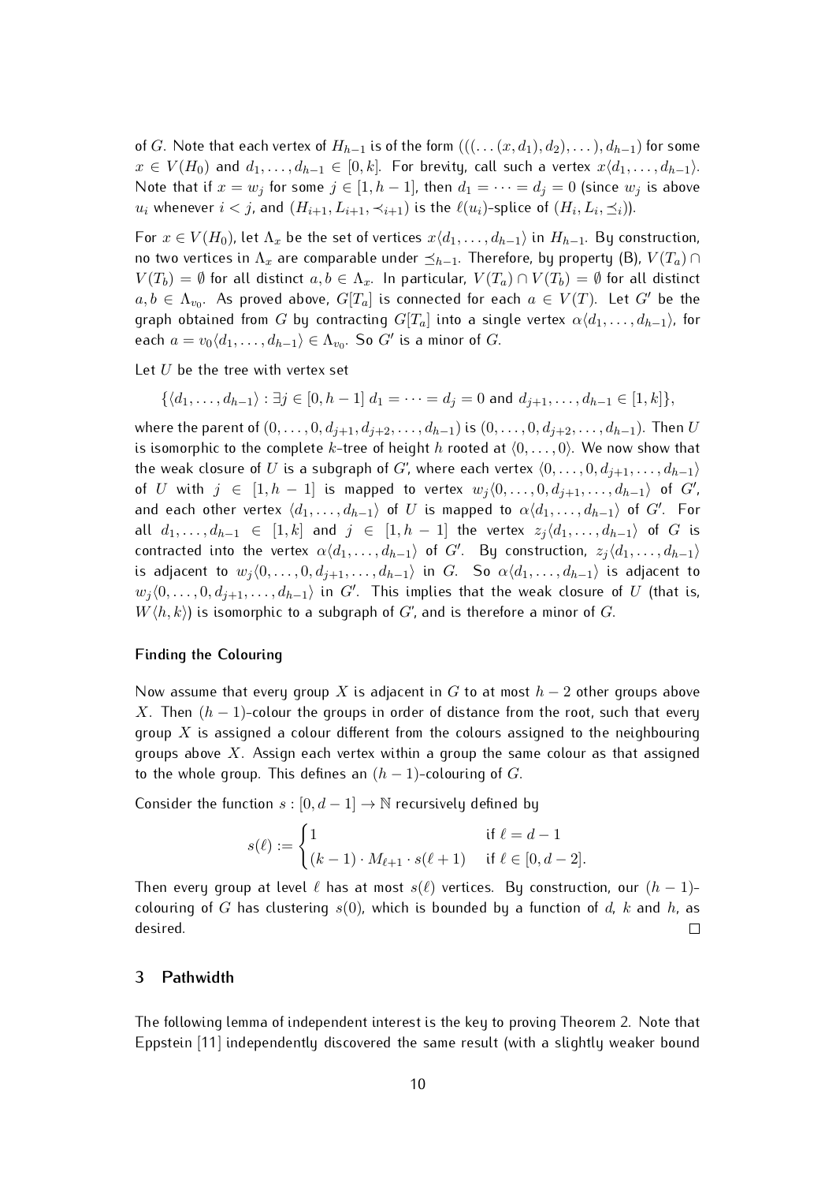of $G$. Note that each vertex of $H_{h-1}$ is of the form $(((\dots(x,d_1),d_2),\dots),d_{h-1})$ for some $x \in V(H_0)$ and $d_1,\dots,d_{h-1} \in [0,k]$. For brevity, call such a vertex $x\langle d_1,\dots,d_{h-1}\rangle$. Note that if $x = w_j$ for some $j \in [1,h-1]$, then $d_1 = \dots = d_j = 0$ (since $w_j$ is above $u_i$ whenever $i < j$, and $(H_{i+1}, L_{i+1}, \prec_{i+1})$ is the $\ell(u_i)$-splice of $(H_i, L_i, \preceq_i)$).

For $x \in V(H_0)$, let $\Lambda_x$ be the set of vertices $x\langle d_1,\dots,d_{h-1}\rangle$ in $H_{h-1}$. By construction, no two vertices in $\Lambda_x$ are comparable under $\preceq_{h-1}$. Therefore, by property (B), $V(T_a) \cap V(T_b) = \emptyset$ for all distinct $a,b \in \Lambda_x$. In particular, $V(T_a) \cap V(T_b) = \emptyset$ for all distinct $a,b \in \Lambda_{v_0}$. As proved above, $G[T_a]$ is connected for each $a \in V(T)$. Let $G'$ be the graph obtained from $G$ by contracting $G[T_a]$ into a single vertex $\alpha\langle d_1,\dots,d_{h-1}\rangle$, for each $a = v_0\langle d_1,\dots,d_{h-1}\rangle \in \Lambda_{v_0}$. So $G'$ is a minor of $G$.

Let $U$ be the tree with vertex set

$$\{\langle d_1,\dots,d_{h-1}\rangle : \exists j \in [0,h-1]\ d_1 = \dots = d_j = 0 \text{ and } d_{j+1},\dots,d_{h-1} \in [1,k]\},$$

where the parent of $(0,\dots,0,d_{j+1},d_{j+2},\dots,d_{h-1})$ is $(0,\dots,0,d_{j+2},\dots,d_{h-1})$. Then $U$ is isomorphic to the complete $k$-tree of height $h$ rooted at $\langle 0,\dots,0\rangle$. We now show that the weak closure of $U$ is a subgraph of $G'$, where each vertex $\langle 0,\dots,0,d_{j+1},\dots,d_{h-1}\rangle$ of $U$ with $j \in [1,h-1]$ is mapped to vertex $w_j\langle 0,\dots,0,d_{j+1},\dots,d_{h-1}\rangle$ of $G'$, and each other vertex $\langle d_1,\dots,d_{h-1}\rangle$ of $U$ is mapped to $\alpha\langle d_1,\dots,d_{h-1}\rangle$ of $G'$. For all $d_1,\dots,d_{h-1} \in [1,k]$ and $j \in [1,h-1]$ the vertex $z_j\langle d_1,\dots,d_{h-1}\rangle$ of $G$ is contracted into the vertex $\alpha\langle d_1,\dots,d_{h-1}\rangle$ of $G'$. By construction, $z_j\langle d_1,\dots,d_{h-1}\rangle$ is adjacent to $w_j\langle 0,\dots,0,d_{j+1},\dots,d_{h-1}\rangle$ in $G$. So $\alpha\langle d_1,\dots,d_{h-1}\rangle$ is adjacent to $w_j\langle 0,\dots,0,d_{j+1},\dots,d_{h-1}\rangle$ in $G'$. This implies that the weak closure of $U$ (that is, $W\langle h,k\rangle$) is isomorphic to a subgraph of $G'$, and is therefore a minor of $G$.

#### Finding the Colouring

Now assume that every group $X$ is adjacent in $G$ to at most $h-2$ other groups above $X$. Then $(h-1)$-colour the groups in order of distance from the root, such that every group $X$ is assigned a colour different from the colours assigned to the neighbouring groups above $X$. Assign each vertex within a group the same colour as that assigned to the whole group. This defines an $(h-1)$-colouring of $G$.

Consider the function $s : [0,d-1] \to \mathbb{N}$ recursively defined by

$$s(\ell) := \begin{cases} 1 & \text{if } \ell = d-1 \\ (k-1) \cdot M_{\ell+1} \cdot s(\ell+1) & \text{if } \ell \in [0,d-2]. \end{cases}$$

Then every group at level $\ell$ has at most $s(\ell)$ vertices. By construction, our $(h-1)$-colouring of $G$ has clustering $s(0)$, which is bounded by a function of $d$, $k$ and $h$, as desired. □

## 3 Pathwidth

The following lemma of independent interest is the key to proving Theorem 2. Note that Eppstein [11] independently discovered the same result (with a slightly weaker bound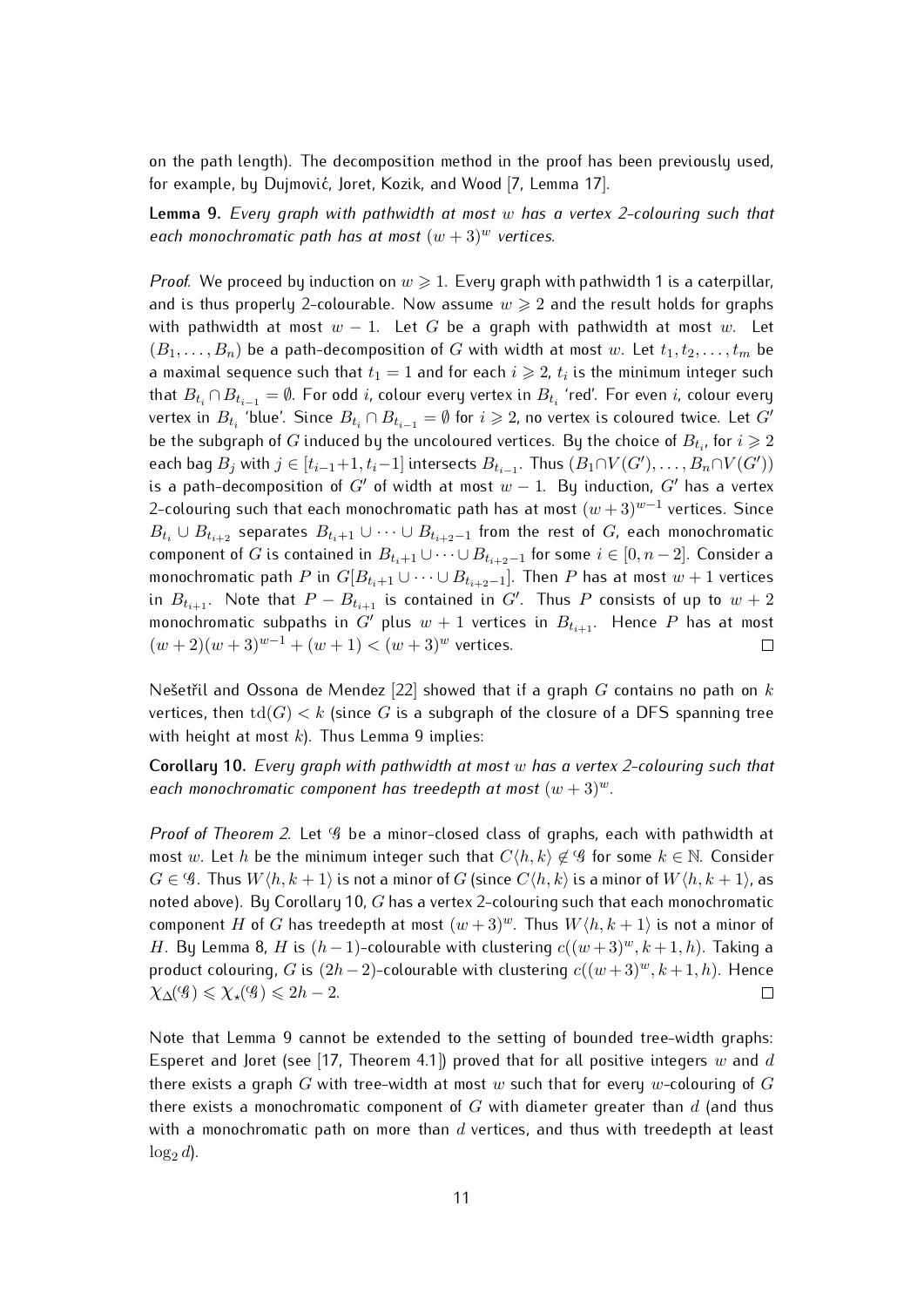on the path length). The decomposition method in the proof has been previously used, for example, by Dujmović, Joret, Kozik, and Wood [7, Lemma 17].

**Lemma 9.** *Every graph with pathwidth at most $w$ has a vertex 2-colouring such that each monochromatic path has at most $(w+3)^w$ vertices.*

*Proof.* We proceed by induction on $w \geqslant 1$. Every graph with pathwidth 1 is a caterpillar, and is thus properly 2-colourable. Now assume $w \geqslant 2$ and the result holds for graphs with pathwidth at most $w-1$. Let $G$ be a graph with pathwidth at most $w$. Let $(B_1, \dots, B_n)$ be a path-decomposition of $G$ with width at most $w$. Let $t_1, t_2, \dots, t_m$ be a maximal sequence such that $t_1 = 1$ and for each $i \geqslant 2$, $t_i$ is the minimum integer such that $B_{t_i} \cap B_{t_{i-1}} = \emptyset$. For odd $i$, colour every vertex in $B_{t_i}$ 'red'. For even $i$, colour every vertex in $B_{t_i}$ 'blue'. Since $B_{t_i} \cap B_{t_{i-1}} = \emptyset$ for $i \geqslant 2$, no vertex is coloured twice. Let $G'$ be the subgraph of $G$ induced by the uncoloured vertices. By the choice of $B_{t_i}$, for $i \geqslant 2$ each bag $B_j$ with $j \in [t_{i-1}+1, t_i-1]$ intersects $B_{t_{i-1}}$. Thus $(B_1 \cap V(G'), \dots, B_n \cap V(G'))$ is a path-decomposition of $G'$ of width at most $w-1$. By induction, $G'$ has a vertex 2-colouring such that each monochromatic path has at most $(w+3)^{w-1}$ vertices. Since $B_{t_i} \cup B_{t_{i+2}}$ separates $B_{t_i+1} \cup \cdots \cup B_{t_{i+2}-1}$ from the rest of $G$, each monochromatic component of $G$ is contained in $B_{t_i+1} \cup \cdots \cup B_{t_{i+2}-1}$ for some $i \in [0, n-2]$. Consider a monochromatic path $P$ in $G[B_{t_i+1} \cup \cdots \cup B_{t_{i+2}-1}]$. Then $P$ has at most $w+1$ vertices in $B_{t_{i+1}}$. Note that $P - B_{t_{i+1}}$ is contained in $G'$. Thus $P$ consists of up to $w+2$ monochromatic subpaths in $G'$ plus $w+1$ vertices in $B_{t_{i+1}}$. Hence $P$ has at most $(w+2)(w+3)^{w-1} + (w+1) < (w+3)^w$ vertices. $\square$

Nešetřil and Ossona de Mendez [22] showed that if a graph $G$ contains no path on $k$ vertices, then $\operatorname{td}(G) < k$ (since $G$ is a subgraph of the closure of a DFS spanning tree with height at most $k$). Thus Lemma 9 implies:

**Corollary 10.** *Every graph with pathwidth at most $w$ has a vertex 2-colouring such that each monochromatic component has treedepth at most $(w+3)^w$.*

*Proof of Theorem 2.* Let $\mathcal{G}$ be a minor-closed class of graphs, each with pathwidth at most $w$. Let $h$ be the minimum integer such that $C\langle h, k\rangle \notin \mathcal{G}$ for some $k \in \mathbb{N}$. Consider $G \in \mathcal{G}$. Thus $W\langle h, k+1\rangle$ is not a minor of $G$ (since $C\langle h, k\rangle$ is a minor of $W\langle h, k+1\rangle$, as noted above). By Corollary 10, $G$ has a vertex 2-colouring such that each monochromatic component $H$ of $G$ has treedepth at most $(w+3)^w$. Thus $W\langle h, k+1\rangle$ is not a minor of $H$. By Lemma 8, $H$ is $(h-1)$-colourable with clustering $c((w+3)^w, k+1, h)$. Taking a product colouring, $G$ is $(2h-2)$-colourable with clustering $c((w+3)^w, k+1, h)$. Hence $\chi_\Delta(\mathcal{G}) \leqslant \chi_\star(\mathcal{G}) \leqslant 2h-2$. $\square$

Note that Lemma 9 cannot be extended to the setting of bounded tree-width graphs: Esperet and Joret (see [17, Theorem 4.1]) proved that for all positive integers $w$ and $d$ there exists a graph $G$ with tree-width at most $w$ such that for every $w$-colouring of $G$ there exists a monochromatic component of $G$ with diameter greater than $d$ (and thus with a monochromatic path on more than $d$ vertices, and thus with treedepth at least $\log_2 d$).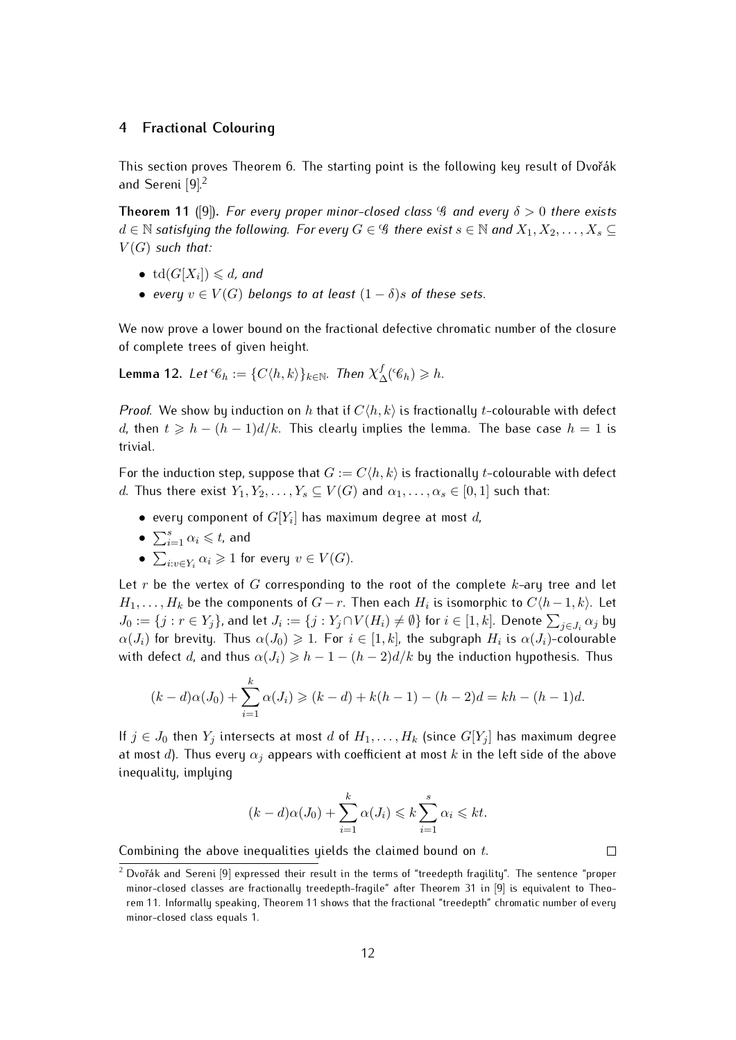## 4 Fractional Colouring

This section proves Theorem 6. The starting point is the following key result of Dvořák and Sereni [9].[2]

**Theorem 11** ([9]). *For every proper minor-closed class $\mathcal{G}$ and every $\delta > 0$ there exists $d \in \mathbb{N}$ satisfying the following. For every $G \in \mathcal{G}$ there exist $s \in \mathbb{N}$ and $X_1, X_2, \dots, X_s \subseteq V(G)$ such that:*

- $\operatorname{td}(G[X_i]) \leqslant d$*, and*
- *every $v \in V(G)$ belongs to at least $(1-\delta)s$ of these sets.*

We now prove a lower bound on the fractional defective chromatic number of the closure of complete trees of given height.

**Lemma 12.** *Let $\mathscr{C}_h := \{C\langle h,k\rangle\}_{k\in\mathbb{N}}$. Then $\chi^f_\Delta(\mathscr{C}_h) \geqslant h$.*

*Proof.* We show by induction on $h$ that if $C\langle h,k\rangle$ is fractionally $t$-colourable with defect $d$, then $t \geqslant h-(h-1)d/k$. This clearly implies the lemma. The base case $h=1$ is trivial.

For the induction step, suppose that $G := C\langle h,k\rangle$ is fractionally $t$-colourable with defect $d$. Thus there exist $Y_1, Y_2, \dots, Y_s \subseteq V(G)$ and $\alpha_1, \dots, \alpha_s \in [0,1]$ such that:

- every component of $G[Y_i]$ has maximum degree at most $d$,
- $\sum_{i=1}^{s} \alpha_i \leqslant t$, and
- $\sum_{i:v\in Y_i} \alpha_i \geqslant 1$ for every $v \in V(G)$.

Let $r$ be the vertex of $G$ corresponding to the root of the complete $k$-ary tree and let $H_1, \dots, H_k$ be the components of $G-r$. Then each $H_i$ is isomorphic to $C\langle h-1,k\rangle$. Let $J_0 := \{j : r \in Y_j\}$, and let $J_i := \{j : Y_j \cap V(H_i) \neq \emptyset\}$ for $i \in [1,k]$. Denote $\sum_{j\in J_i} \alpha_j$ by $\alpha(J_i)$ for brevity. Thus $\alpha(J_0) \geqslant 1$. For $i \in [1,k]$, the subgraph $H_i$ is $\alpha(J_i)$-colourable with defect $d$, and thus $\alpha(J_i) \geqslant h-1-(h-2)d/k$ by the induction hypothesis. Thus

$$(k-d)\alpha(J_0) + \sum_{i=1}^{k} \alpha(J_i) \geqslant (k-d) + k(h-1) - (h-2)d = kh - (h-1)d.$$

If $j \in J_0$ then $Y_j$ intersects at most $d$ of $H_1, \dots, H_k$ (since $G[Y_j]$ has maximum degree at most $d$). Thus every $\alpha_j$ appears with coefficient at most $k$ in the left side of the above inequality, implying

$$(k-d)\alpha(J_0) + \sum_{i=1}^{k} \alpha(J_i) \leqslant k\sum_{i=1}^{s} \alpha_i \leqslant kt.$$

Combining the above inequalities yields the claimed bound on $t$. □

[2] Dvořák and Sereni [9] expressed their result in the terms of "treedepth fragility". The sentence "proper minor-closed classes are fractionally treedepth-fragile" after Theorem 31 in [9] is equivalent to Theorem 11. Informally speaking, Theorem 11 shows that the fractional "treedepth" chromatic number of every minor-closed class equals 1.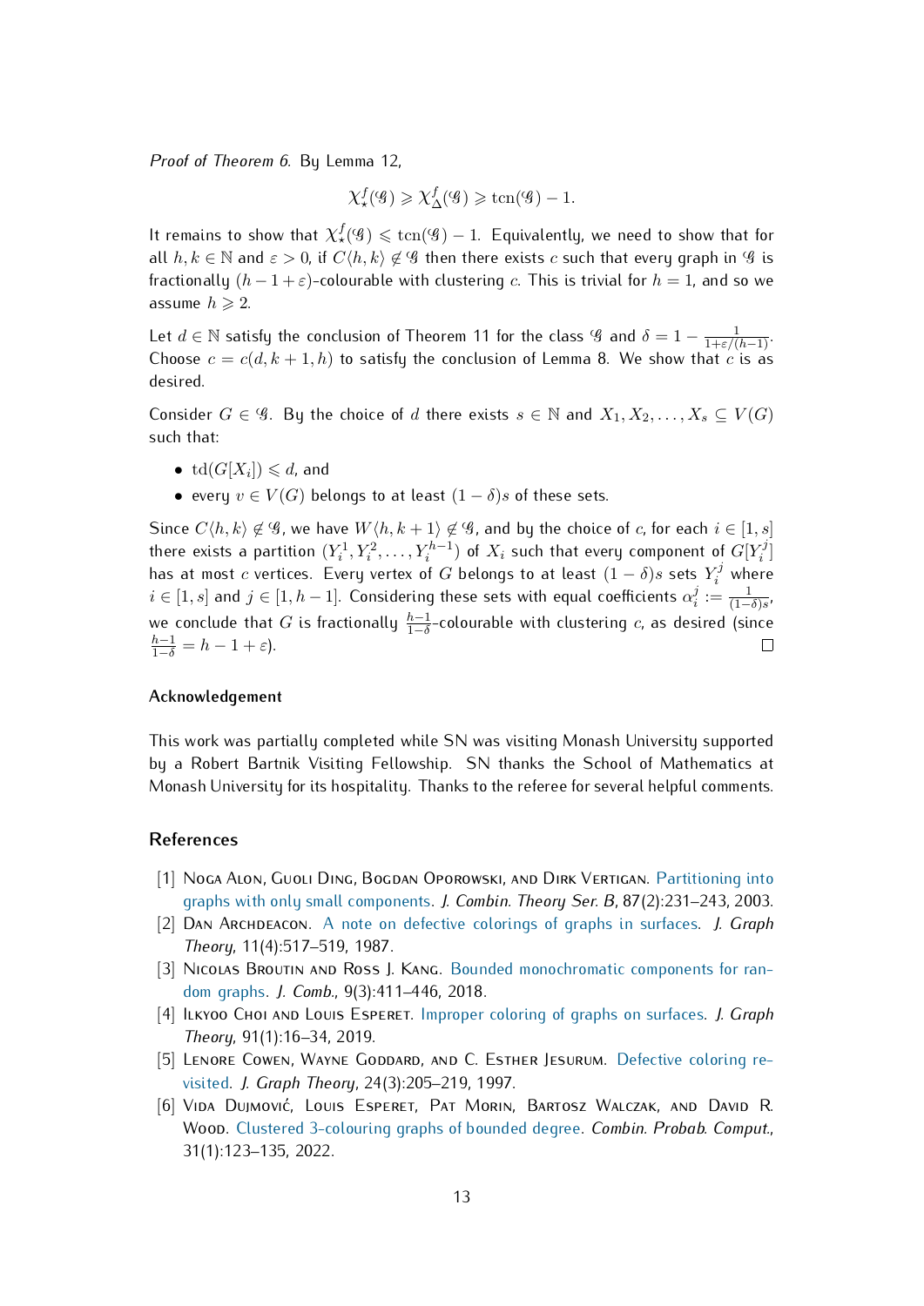*Proof of Theorem 6.* By Lemma 12,

$$\chi^f_\star(\mathcal{G}) \geqslant \chi^f_\Delta(\mathcal{G}) \geqslant \operatorname{tcn}(\mathcal{G}) - 1.$$

It remains to show that $\chi^f_\star(\mathcal{G}) \leqslant \operatorname{tcn}(\mathcal{G}) - 1$. Equivalently, we need to show that for all $h, k \in \mathbb{N}$ and $\varepsilon > 0$, if $C\langle h, k\rangle \notin \mathcal{G}$ then there exists $c$ such that every graph in $\mathcal{G}$ is fractionally $(h - 1 + \varepsilon)$-colourable with clustering $c$. This is trivial for $h = 1$, and so we assume $h \geqslant 2$.

Let $d \in \mathbb{N}$ satisfy the conclusion of Theorem 11 for the class $\mathcal{G}$ and $\delta = 1 - \frac{1}{1+\varepsilon/(h-1)}$. Choose $c = c(d, k + 1, h)$ to satisfy the conclusion of Lemma 8. We show that $c$ is as desired.

Consider $G \in \mathcal{G}$. By the choice of $d$ there exists $s \in \mathbb{N}$ and $X_1, X_2, \dots, X_s \subseteq V(G)$ such that:

- $\operatorname{td}(G[X_i]) \leqslant d$, and
- every $v \in V(G)$ belongs to at least $(1 - \delta)s$ of these sets.

Since $C\langle h, k\rangle \notin \mathcal{G}$, we have $W\langle h, k + 1\rangle \notin \mathcal{G}$, and by the choice of $c$, for each $i \in [1, s]$ there exists a partition $(Y_i^1, Y_i^2, \dots, Y_i^{h-1})$ of $X_i$ such that every component of $G[Y_i^j]$ has at most $c$ vertices. Every vertex of $G$ belongs to at least $(1 - \delta)s$ sets $Y_i^j$ where $i \in [1, s]$ and $j \in [1, h - 1]$. Considering these sets with equal coefficients $\alpha_i^j := \frac{1}{(1-\delta)s}$, we conclude that $G$ is fractionally $\frac{h-1}{1-\delta}$-colourable with clustering $c$, as desired (since $\frac{h-1}{1-\delta} = h - 1 + \varepsilon$). □

### Acknowledgement

This work was partially completed while SN was visiting Monash University supported by a Robert Bartnik Visiting Fellowship. SN thanks the School of Mathematics at Monash University for its hospitality. Thanks to the referee for several helpful comments.

## References

[1] Noga Alon, Guoli Ding, Bogdan Oporowski, and Dirk Vertigan. Partitioning into graphs with only small components. *J. Combin. Theory Ser. B*, 87(2):231–243, 2003.

[2] Dan Archdeacon. A note on defective colorings of graphs in surfaces. *J. Graph Theory*, 11(4):517–519, 1987.

[3] Nicolas Broutin and Ross J. Kang. Bounded monochromatic components for random graphs. *J. Comb.*, 9(3):411–446, 2018.

[4] Ilkyoo Choi and Louis Esperet. Improper coloring of graphs on surfaces. *J. Graph Theory*, 91(1):16–34, 2019.

[5] Lenore Cowen, Wayne Goddard, and C. Esther Jesurum. Defective coloring revisited. *J. Graph Theory*, 24(3):205–219, 1997.

[6] Vida Dujmović, Louis Esperet, Pat Morin, Bartosz Walczak, and David R. Wood. Clustered 3-colouring graphs of bounded degree. *Combin. Probab. Comput.*, 31(1):123–135, 2022.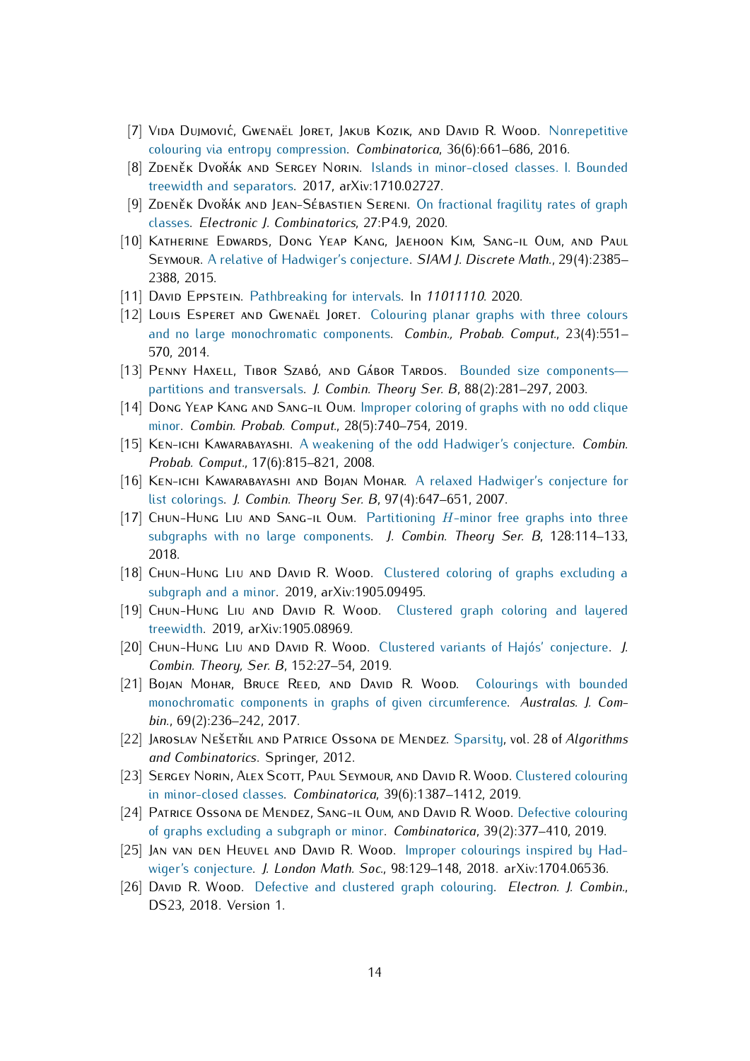[7] Vida Dujmović, Gwenaël Joret, Jakub Kozik, and David R. Wood. Nonrepetitive colouring via entropy compression. *Combinatorica*, 36(6):661–686, 2016.

[8] Zdeněk Dvořák and Sergey Norin. Islands in minor-closed classes. I. Bounded treewidth and separators. 2017, arXiv:1710.02727.

[9] Zdeněk Dvořák and Jean-Sébastien Sereni. On fractional fragility rates of graph classes. *Electronic J. Combinatorics*, 27:P4.9, 2020.

[10] Katherine Edwards, Dong Yeap Kang, Jaehoon Kim, Sang-il Oum, and Paul Seymour. A relative of Hadwiger's conjecture. *SIAM J. Discrete Math.*, 29(4):2385–2388, 2015.

[11] David Eppstein. Pathbreaking for intervals. In *11011110*. 2020.

[12] Louis Esperet and Gwenaël Joret. Colouring planar graphs with three colours and no large monochromatic components. *Combin., Probab. Comput.*, 23(4):551–570, 2014.

[13] Penny Haxell, Tibor Szabó, and Gábor Tardos. Bounded size components—partitions and transversals. *J. Combin. Theory Ser. B*, 88(2):281–297, 2003.

[14] Dong Yeap Kang and Sang-il Oum. Improper coloring of graphs with no odd clique minor. *Combin. Probab. Comput.*, 28(5):740–754, 2019.

[15] Ken-ichi Kawarabayashi. A weakening of the odd Hadwiger's conjecture. *Combin. Probab. Comput.*, 17(6):815–821, 2008.

[16] Ken-ichi Kawarabayashi and Bojan Mohar. A relaxed Hadwiger's conjecture for list colorings. *J. Combin. Theory Ser. B*, 97(4):647–651, 2007.

[17] Chun-Hung Liu and Sang-il Oum. Partitioning $H$-minor free graphs into three subgraphs with no large components. *J. Combin. Theory Ser. B*, 128:114–133, 2018.

[18] Chun-Hung Liu and David R. Wood. Clustered coloring of graphs excluding a subgraph and a minor. 2019, arXiv:1905.09495.

[19] Chun-Hung Liu and David R. Wood. Clustered graph coloring and layered treewidth. 2019, arXiv:1905.08969.

[20] Chun-Hung Liu and David R. Wood. Clustered variants of Hajós' conjecture. *J. Combin. Theory, Ser. B*, 152:27–54, 2019.

[21] Bojan Mohar, Bruce Reed, and David R. Wood. Colourings with bounded monochromatic components in graphs of given circumference. *Australas. J. Combin.*, 69(2):236–242, 2017.

[22] Jaroslav Nešetřil and Patrice Ossona de Mendez. Sparsity, vol. 28 of *Algorithms and Combinatorics*. Springer, 2012.

[23] Sergey Norin, Alex Scott, Paul Seymour, and David R. Wood. Clustered colouring in minor-closed classes. *Combinatorica*, 39(6):1387–1412, 2019.

[24] Patrice Ossona de Mendez, Sang-il Oum, and David R. Wood. Defective colouring of graphs excluding a subgraph or minor. *Combinatorica*, 39(2):377–410, 2019.

[25] Jan van den Heuvel and David R. Wood. Improper colourings inspired by Hadwiger's conjecture. *J. London Math. Soc.*, 98:129–148, 2018. arXiv:1704.06536.

[26] David R. Wood. Defective and clustered graph colouring. *Electron. J. Combin.*, DS23, 2018. Version 1.